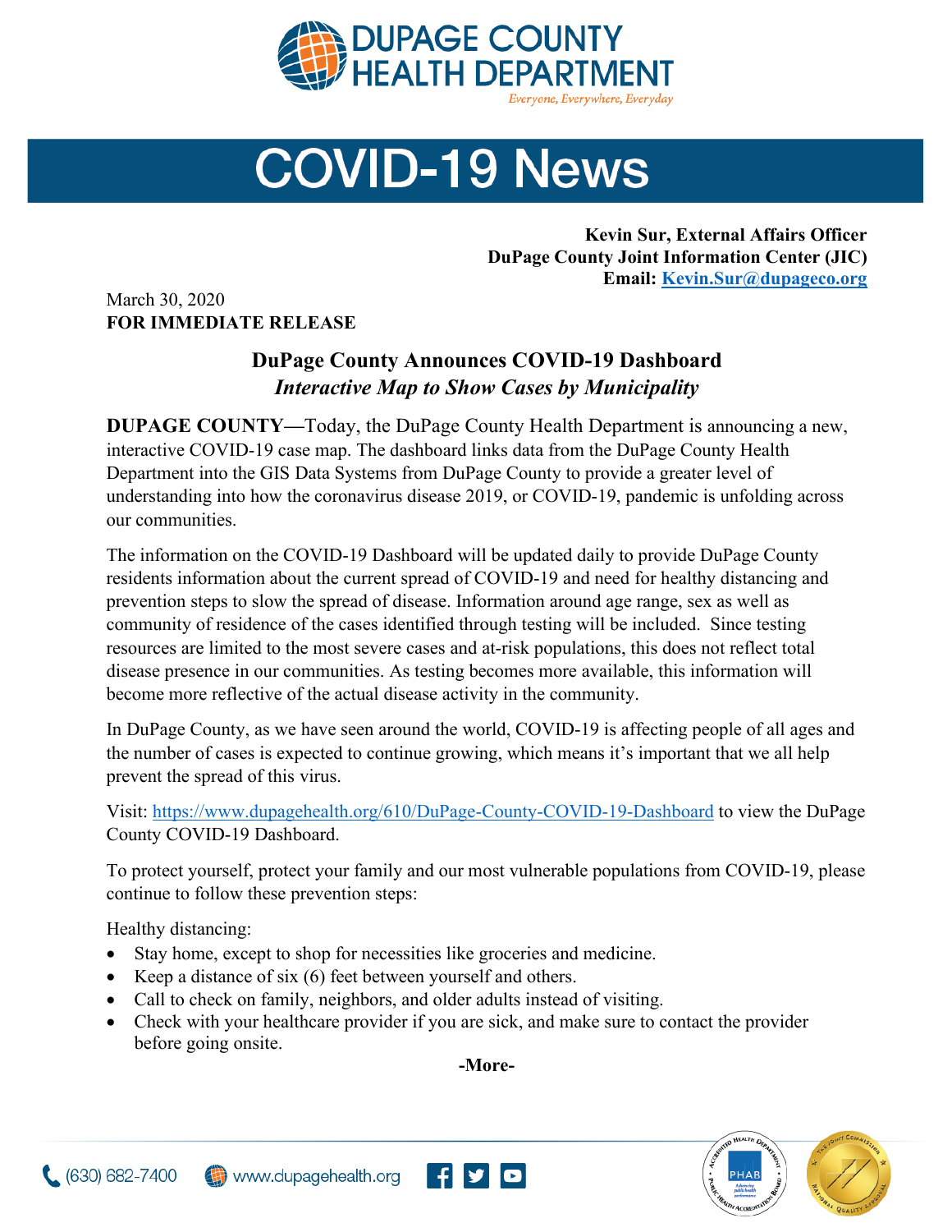# DUPAGE COUNTY HEALTH DEPARTMENT

*Everyone, Everywhere, Everyday*

# COVID-19 News

**Kevin Sur, External Affairs Officer**
**DuPage County Joint Information Center (JIC)**
**Email: Kevin.Sur@dupageco.org**

March 30, 2020
**FOR IMMEDIATE RELEASE**

## DuPage County Announces COVID-19 Dashboard

***Interactive Map to Show Cases by Municipality***

**DUPAGE COUNTY—**Today, the DuPage County Health Department is announcing a new, interactive COVID-19 case map. The dashboard links data from the DuPage County Health Department into the GIS Data Systems from DuPage County to provide a greater level of understanding into how the coronavirus disease 2019, or COVID-19, pandemic is unfolding across our communities.

The information on the COVID-19 Dashboard will be updated daily to provide DuPage County residents information about the current spread of COVID-19 and need for healthy distancing and prevention steps to slow the spread of disease. Information around age range, sex as well as community of residence of the cases identified through testing will be included. Since testing resources are limited to the most severe cases and at-risk populations, this does not reflect total disease presence in our communities. As testing becomes more available, this information will become more reflective of the actual disease activity in the community.

In DuPage County, as we have seen around the world, COVID-19 is affecting people of all ages and the number of cases is expected to continue growing, which means it's important that we all help prevent the spread of this virus.

Visit: https://www.dupagehealth.org/610/DuPage-County-COVID-19-Dashboard to view the DuPage County COVID-19 Dashboard.

To protect yourself, protect your family and our most vulnerable populations from COVID-19, please continue to follow these prevention steps:

Healthy distancing:

- Stay home, except to shop for necessities like groceries and medicine.
- Keep a distance of six (6) feet between yourself and others.
- Call to check on family, neighbors, and older adults instead of visiting.
- Check with your healthcare provider if you are sick, and make sure to contact the provider before going onsite.

**-More-**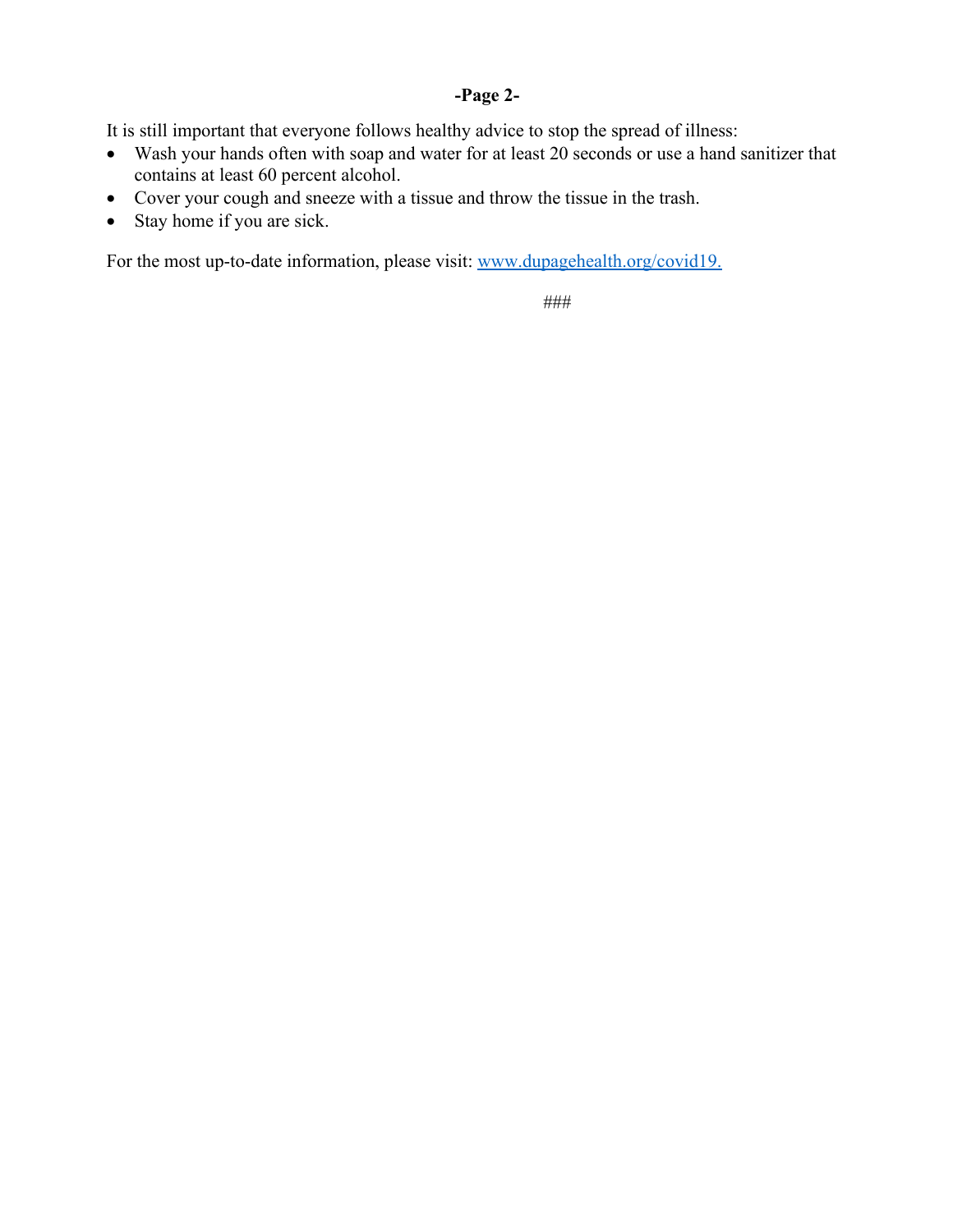It is still important that everyone follows healthy advice to stop the spread of illness:

- Wash your hands often with soap and water for at least 20 seconds or use a hand sanitizer that contains at least 60 percent alcohol.
- Cover your cough and sneeze with a tissue and throw the tissue in the trash.
- Stay home if you are sick.

For the most up-to-date information, please visit: [www.dupagehealth.org/covid19.](http://www.dupagehealth.org/covid19)

###